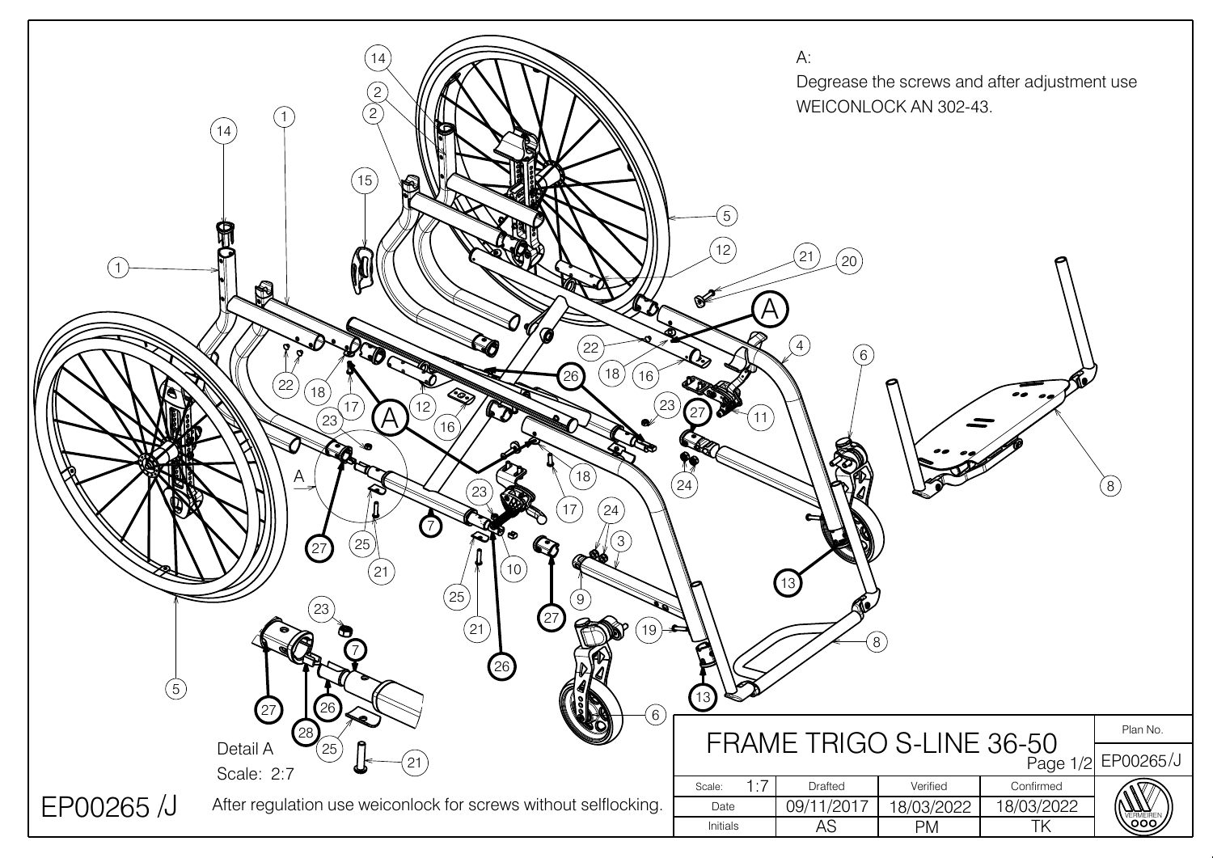A:

Degrease the screws and after adjustment use WEICONLOCK AN 302-43.

Detail A

Scale: 2:7

EP00265 /J

After regulation use weiconlock for screws without selflocking.

| FRAME TRIGO S-LINE 36-50 Page 1/2 | | | | Plan No. |
|---|---|---|---|---|
| | | | | EP00265/J |
| Scale: 1:7 | Drafted | Verified | Confirmed | |
| Date | 09/11/2017 | 18/03/2022 | 18/03/2022 | |
| Initials | AS | PM | TK | VERMEIREN |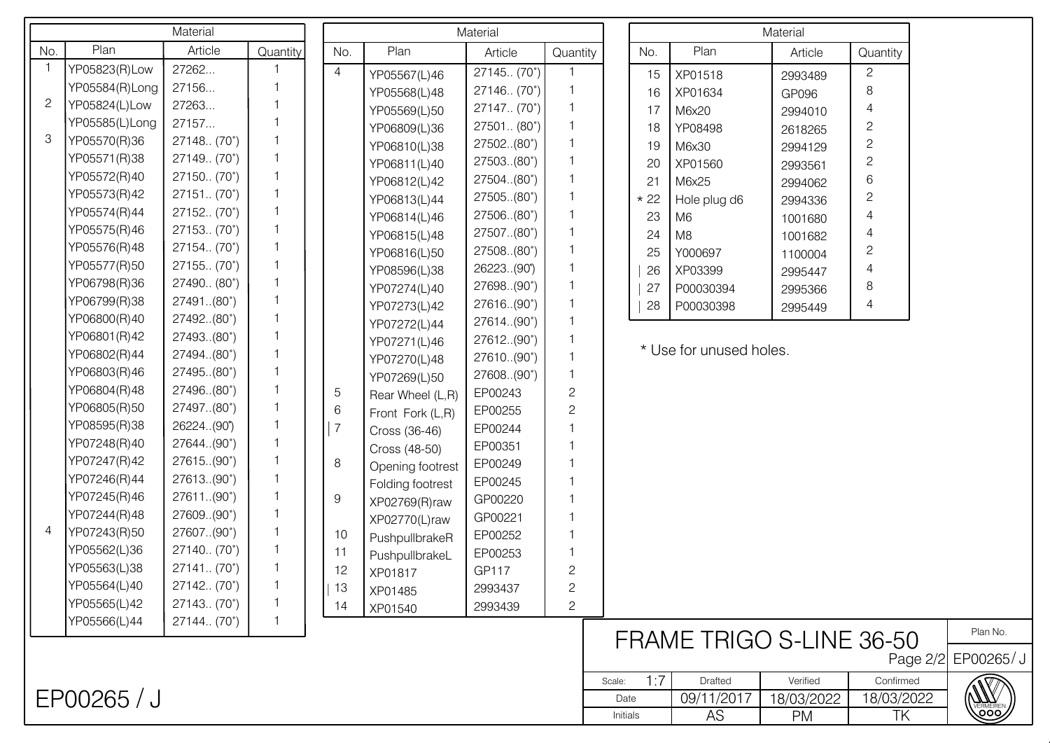| Material | | | |
|---|---|---|---|
| No. | Plan | Article | Quantity |
| 1 | YP05823(R)Low | 27262... | 1 |
| | YP05584(R)Long | 27156... | 1 |
| 2 | YP05824(L)Low | 27263... | 1 |
| | YP05585(L)Long | 27157... | 1 |
| 3 | YP05570(R)36 | 27148.. (70°) | 1 |
| | YP05571(R)38 | 27149.. (70°) | 1 |
| | YP05572(R)40 | 27150.. (70°) | 1 |
| | YP05573(R)42 | 27151.. (70°) | 1 |
| | YP05574(R)44 | 27152.. (70°) | 1 |
| | YP05575(R)46 | 27153.. (70°) | 1 |
| | YP05576(R)48 | 27154.. (70°) | 1 |
| | YP05577(R)50 | 27155.. (70°) | 1 |
| | YP06798(R)36 | 27490.. (80°) | 1 |
| | YP06799(R)38 | 27491..(80°) | 1 |
| | YP06800(R)40 | 27492..(80°) | 1 |
| | YP06801(R)42 | 27493..(80°) | 1 |
| | YP06802(R)44 | 27494..(80°) | 1 |
| | YP06803(R)46 | 27495..(80°) | 1 |
| | YP06804(R)48 | 27496..(80°) | 1 |
| | YP06805(R)50 | 27497..(80°) | 1 |
| | YP08595(R)38 | 26224..(90°) | 1 |
| | YP07248(R)40 | 27644..(90°) | 1 |
| | YP07247(R)42 | 27615..(90°) | 1 |
| | YP07246(R)44 | 27613..(90°) | 1 |
| | YP07245(R)46 | 27611..(90°) | 1 |
| | YP07244(R)48 | 27609..(90°) | 1 |
| 4 | YP07243(R)50 | 27607..(90°) | 1 |
| | YP05562(L)36 | 27140.. (70°) | 1 |
| | YP05563(L)38 | 27141.. (70°) | 1 |
| | YP05564(L)40 | 27142.. (70°) | 1 |
| | YP05565(L)42 | 27143.. (70°) | 1 |
| | YP05566(L)44 | 27144.. (70°) | 1 |

| Material | | | |
|---|---|---|---|
| No. | Plan | Article | Quantity |
| 4 | YP05567(L)46 | 27145.. (70°) | 1 |
| | YP05568(L)48 | 27146.. (70°) | 1 |
| | YP05569(L)50 | 27147.. (70°) | 1 |
| | YP06809(L)36 | 27501.. (80°) | 1 |
| | YP06810(L)38 | 27502..(80°) | 1 |
| | YP06811(L)40 | 27503..(80°) | 1 |
| | YP06812(L)42 | 27504..(80°) | 1 |
| | YP06813(L)44 | 27505..(80°) | 1 |
| | YP06814(L)46 | 27506..(80°) | 1 |
| | YP06815(L)48 | 27507..(80°) | 1 |
| | YP06816(L)50 | 27508..(80°) | 1 |
| | YP08596(L)38 | 26223..(90°) | 1 |
| | YP07274(L)40 | 27698..(90°) | 1 |
| | YP07273(L)42 | 27616..(90°) | 1 |
| | YP07272(L)44 | 27614..(90°) | 1 |
| | YP07271(L)46 | 27612..(90°) | 1 |
| | YP07270(L)48 | 27610..(90°) | 1 |
| | YP07269(L)50 | 27608..(90°) | 1 |
| 5 | Rear Wheel (L,R) | EP00243 | 2 |
| 6 | Front Fork (L,R) | EP00255 | 2 |
| \| 7 | Cross (36-46) | EP00244 | 1 |
| | Cross (48-50) | EP00351 | 1 |
| 8 | Opening footrest | EP00249 | 1 |
| | Folding footrest | EP00245 | 1 |
| 9 | XP02769(R)raw | GP00220 | 1 |
| | XP02770(L)raw | GP00221 | 1 |
| 10 | PushpullbrakeR | EP00252 | 1 |
| 11 | PushpullbrakeL | EP00253 | 1 |
| 12 | XP01817 | GP117 | 2 |
| \| 13 | XP01485 | 2993437 | 2 |
| 14 | XP01540 | 2993439 | 2 |

| Material | | | |
|---|---|---|---|
| No. | Plan | Article | Quantity |
| 15 | XP01518 | 2993489 | 2 |
| 16 | XP01634 | GP096 | 8 |
| 17 | M6x20 | 2994010 | 4 |
| 18 | YP08498 | 2618265 | 2 |
| 19 | M6x30 | 2994129 | 2 |
| 20 | XP01560 | 2993561 | 2 |
| 21 | M6x25 | 2994062 | 6 |
| * 22 | Hole plug d6 | 2994336 | 2 |
| 23 | M6 | 1001680 | 4 |
| 24 | M8 | 1001682 | 4 |
| 25 | Y000697 | 1100004 | 2 |
| \| 26 | XP03399 | 2995447 | 4 |
| \| 27 | P00030394 | 2995366 | 8 |
| \| 28 | P00030398 | 2995449 | 4 |

* Use for unused holes.

EP00265 / J

# FRAME TRIGO S-LINE 36-50

Page 2/2

| Plan No. | EP00265/ J |
|---|---|

| Scale: 1:7 | Drafted | Verified | Confirmed |
|---|---|---|---|
| Date | 09/11/2017 | 18/03/2022 | 18/03/2022 |
| Initials | AS | PM | TK |

VERMEIREN